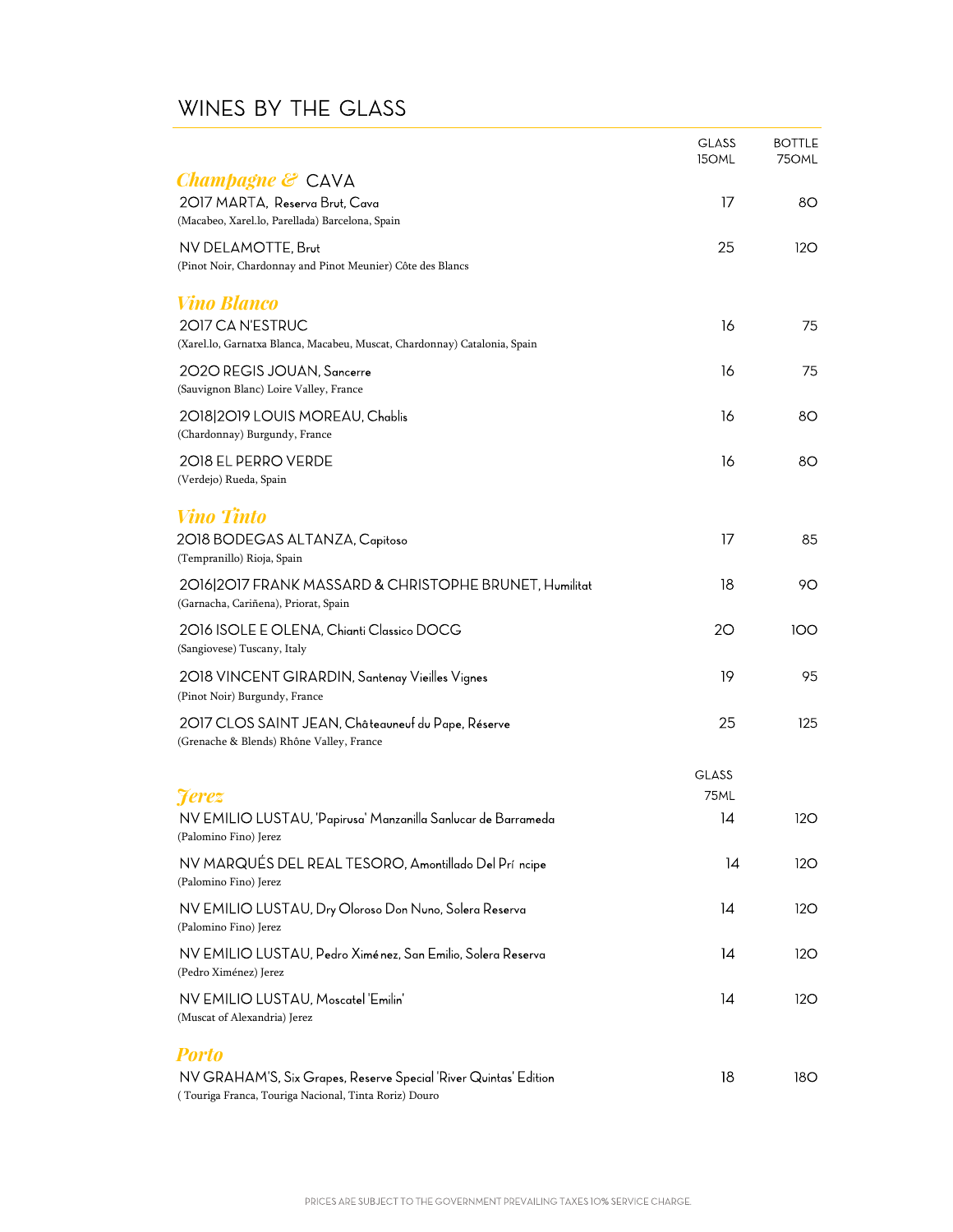# WINES BY THE GLASS

| | GLASS 150ML | BOTTLE 750ML |
|---|---|---|
| ***Champagne &* CAVA** | | |
| 2017 MARTA, Reserva Brut, Cava<br>(Macabeo, Xarel.lo, Parellada) Barcelona, Spain | 17 | 80 |
| NV DELAMOTTE, Brut<br>(Pinot Noir, Chardonnay and Pinot Meunier) Côte des Blancs | 25 | 120 |
| ***Vino Blanco*** | | |
| 2017 CA N'ESTRUC<br>(Xarel.lo, Garnatxa Blanca, Macabeu, Muscat, Chardonnay) Catalonia, Spain | 16 | 75 |
| 2020 REGIS JOUAN, Sancerre<br>(Sauvignon Blanc) Loire Valley, France | 16 | 75 |
| 2018\|2019 LOUIS MOREAU, Chablis<br>(Chardonnay) Burgundy, France | 16 | 80 |
| 2018 EL PERRO VERDE<br>(Verdejo) Rueda, Spain | 16 | 80 |
| ***Vino Tinto*** | | |
| 2018 BODEGAS ALTANZA, Capitoso<br>(Tempranillo) Rioja, Spain | 17 | 85 |
| 2016\|2017 FRANK MASSARD & CHRISTOPHE BRUNET, Humilitat<br>(Garnacha, Cariñena), Priorat, Spain | 18 | 90 |
| 2016 ISOLE E OLENA, Chianti Classico DOCG<br>(Sangiovese) Tuscany, Italy | 20 | 100 |
| 2018 VINCENT GIRARDIN, Santenay Vieilles Vignes<br>(Pinot Noir) Burgundy, France | 19 | 95 |
| 2017 CLOS SAINT JEAN, Châteauneuf du Pape, Réserve<br>(Grenache & Blends) Rhône Valley, France | 25 | 125 |

| | GLASS 75ML | |
|---|---|---|
| ***Jerez*** | | |
| NV EMILIO LUSTAU, 'Papirusa' Manzanilla Sanlucar de Barrameda<br>(Palomino Fino) Jerez | 14 | 120 |
| NV MARQUÉS DEL REAL TESORO, Amontillado Del Prí ncipe<br>(Palomino Fino) Jerez | 14 | 120 |
| NV EMILIO LUSTAU, Dry Oloroso Don Nuno, Solera Reserva<br>(Palomino Fino) Jerez | 14 | 120 |
| NV EMILIO LUSTAU, Pedro Ximénez, San Emilio, Solera Reserva<br>(Pedro Ximénez) Jerez | 14 | 120 |
| NV EMILIO LUSTAU, Moscatel 'Emilin'<br>(Muscat of Alexandria) Jerez | 14 | 120 |
| ***Porto*** | | |
| NV GRAHAM'S, Six Grapes, Reserve Special 'River Quintas' Edition<br>( Touriga Franca, Touriga Nacional, Tinta Roriz) Douro | 18 | 180 |

PRICES ARE SUBJECT TO THE GOVERNMENT PREVAILING TAXES 10% SERVICE CHARGE.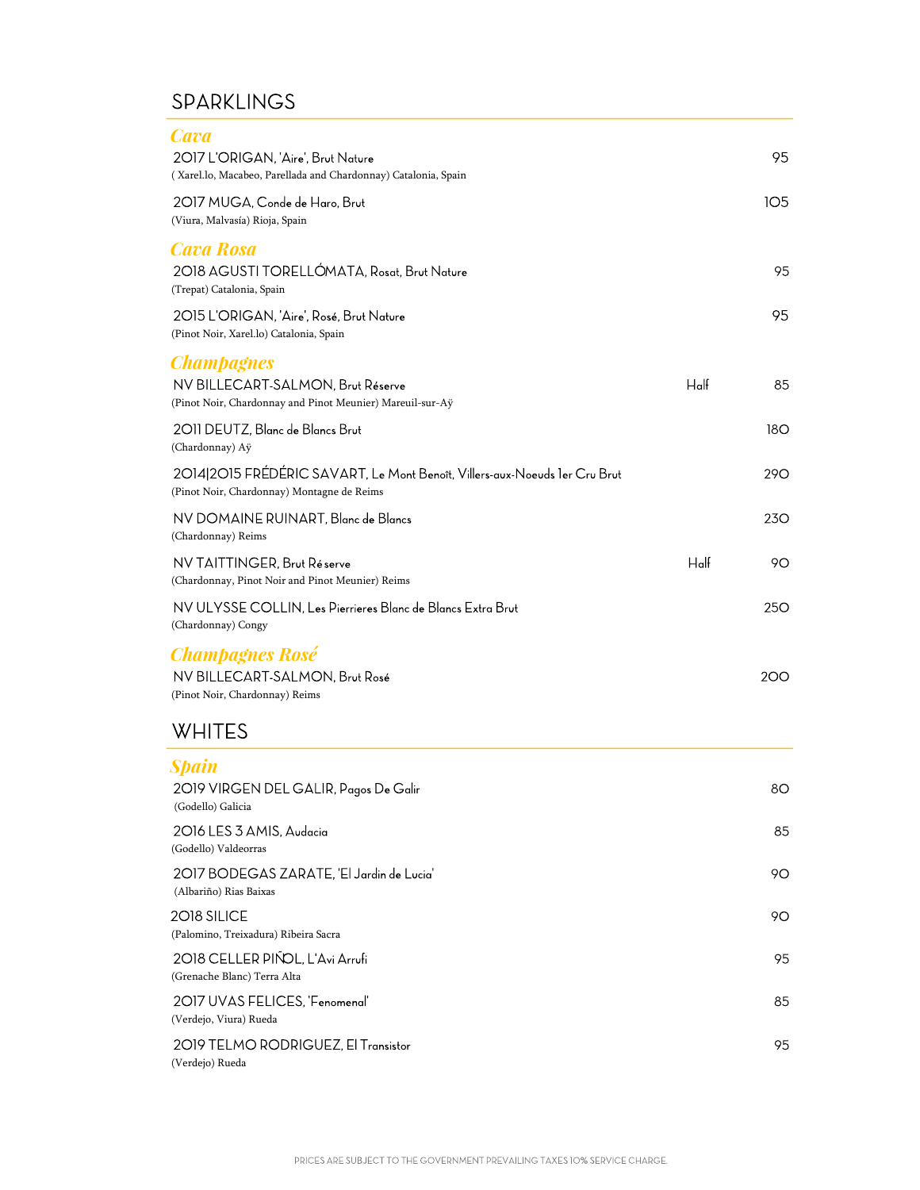## SPARKLINGS

### *Cava*

2017 L'ORIGAN, 'Aire', Brut Nature — 95
( Xarel.lo, Macabeo, Parellada and Chardonnay) Catalonia, Spain

2017 MUGA, Conde de Haro, Brut — 105
(Viura, Malvasía) Rioja, Spain

### *Cava Rosa*

2018 AGUSTI TORELLÓMATA, Rosat, Brut Nature — 95
(Trepat) Catalonia, Spain

2015 L'ORIGAN, 'Aire', Rosé, Brut Nature — 95
(Pinot Noir, Xarel.lo) Catalonia, Spain

### *Champagnes*

NV BILLECART-SALMON, Brut Réserve — Half — 85
(Pinot Noir, Chardonnay and Pinot Meunier) Mareuil-sur-Aÿ

2011 DEUTZ, Blanc de Blancs Brut — 180
(Chardonnay) Aÿ

2014|2015 FRÉDÉRIC SAVART, Le Mont Benoît, Villers-aux-Noeuds 1er Cru Brut — 290
(Pinot Noir, Chardonnay) Montagne de Reims

NV DOMAINE RUINART, Blanc de Blancs — 230
(Chardonnay) Reims

NV TAITTINGER, Brut Réserve — Half — 90
(Chardonnay, Pinot Noir and Pinot Meunier) Reims

NV ULYSSE COLLIN, Les Pierrieres Blanc de Blancs Extra Brut — 250
(Chardonnay) Congy

### *Champagnes Rosé*

NV BILLECART-SALMON, Brut Rosé — 200
(Pinot Noir, Chardonnay) Reims

## WHITES

### *Spain*

2019 VIRGEN DEL GALIR, Pagos De Galir — 80
(Godello) Galicia

2016 LES 3 AMIS, Audacia — 85
(Godello) Valdeorras

2017 BODEGAS ZARATE, 'El Jardin de Lucia' — 90
(Albariño) Rias Baixas

2018 SILICE — 90
(Palomino, Treixadura) Ribeira Sacra

2018 CELLER PIÑOL, L'Avi Arrufi — 95
(Grenache Blanc) Terra Alta

2017 UVAS FELICES, 'Fenomenal' — 85
(Verdejo, Viura) Rueda

2019 TELMO RODRIGUEZ, El Transistor — 95
(Verdejo) Rueda

PRICES ARE SUBJECT TO THE GOVERNMENT PREVAILING TAXES 10% SERVICE CHARGE.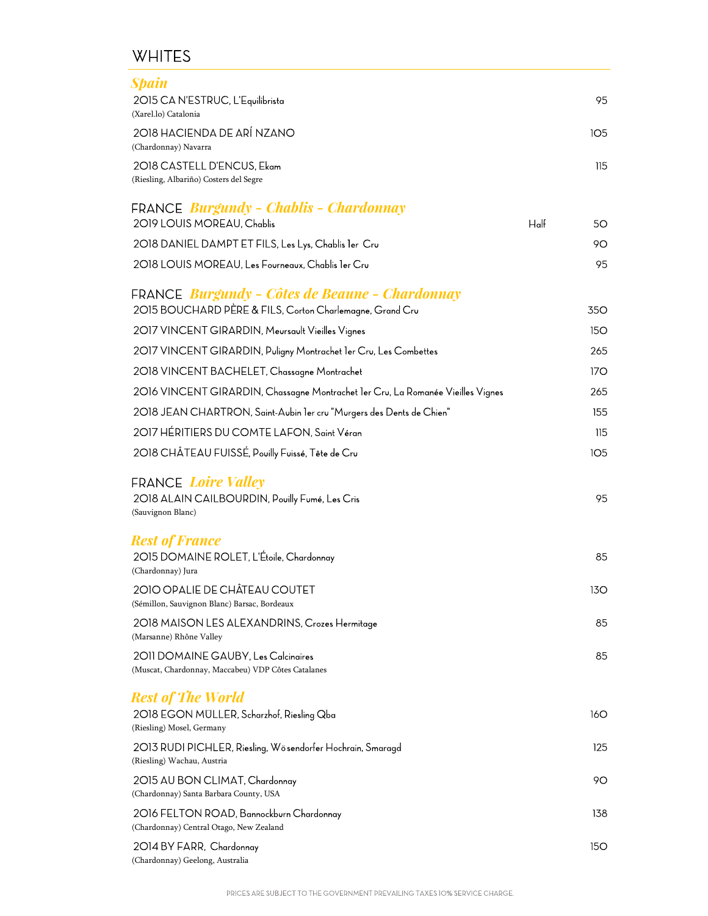# WHITES

## *Spain*

| Wine | | Price |
|---|---|---|
| 2015 CA N'ESTRUC, L'Equilibrista<br>(Xarel.lo) Catalonia | | 95 |
| 2018 HACIENDA DE ARÍ NZANO<br>(Chardonnay) Navarra | | 105 |
| 2018 CASTELL D'ENCUS, Ekam<br>(Riesling, Albariño) Costers del Segre | | 115 |

## FRANCE *Burgundy - Chablis - Chardonnay*

| Wine | | Price |
|---|---|---|
| 2019 LOUIS MOREAU, Chablis | Half | 50 |
| 2018 DANIEL DAMPT ET FILS, Les Lys, Chablis 1er Cru | | 90 |
| 2018 LOUIS MOREAU, Les Fourneaux, Chablis 1er Cru | | 95 |

## FRANCE *Burgundy - Côtes de Beaune - Chardonnay*

| Wine | Price |
|---|---|
| 2015 BOUCHARD PÈRE & FILS, Corton Charlemagne, Grand Cru | 350 |
| 2017 VINCENT GIRARDIN, Meursault Vieilles Vignes | 150 |
| 2017 VINCENT GIRARDIN, Puligny Montrachet 1er Cru, Les Combettes | 265 |
| 2018 VINCENT BACHELET, Chassagne Montrachet | 170 |
| 2016 VINCENT GIRARDIN, Chassagne Montrachet 1er Cru, La Romanée Vieilles Vignes | 265 |
| 2018 JEAN CHARTRON, Saint-Aubin 1er cru "Murgers des Dents de Chien" | 155 |
| 2017 HÉRITIERS DU COMTE LAFON, Saint Véran | 115 |
| 2018 CHÂTEAU FUISSÉ, Pouilly Fuissé, Tête de Cru | 105 |

## FRANCE *Loire Valley*

| Wine | Price |
|---|---|
| 2018 ALAIN CAILBOURDIN, Pouilly Fumé, Les Cris<br>(Sauvignon Blanc) | 95 |

## *Rest of France*

| Wine | Price |
|---|---|
| 2015 DOMAINE ROLET, L'Étoile, Chardonnay<br>(Chardonnay) Jura | 85 |
| 2010 OPALIE DE CHÂTEAU COUTET<br>(Sémillon, Sauvignon Blanc) Barsac, Bordeaux | 130 |
| 2018 MAISON LES ALEXANDRINS, Crozes Hermitage<br>(Marsanne) Rhône Valley | 85 |
| 2011 DOMAINE GAUBY, Les Calcinaires<br>(Muscat, Chardonnay, Maccabeu) VDP Côtes Catalanes | 85 |

## *Rest of The World*

| Wine | Price |
|---|---|
| 2018 EGON MÜLLER, Scharzhof, Riesling Qba<br>(Riesling) Mosel, Germany | 160 |
| 2013 RUDI PICHLER, Riesling, Wösendorfer Hochrain, Smaragd<br>(Riesling) Wachau, Austria | 125 |
| 2015 AU BON CLIMAT, Chardonnay<br>(Chardonnay) Santa Barbara County, USA | 90 |
| 2016 FELTON ROAD, Bannockburn Chardonnay<br>(Chardonnay) Central Otago, New Zealand | 138 |
| 2014 BY FARR, Chardonnay<br>(Chardonnay) Geelong, Australia | 150 |

PRICES ARE SUBJECT TO THE GOVERNMENT PREVAILING TAXES 10% SERVICE CHARGE.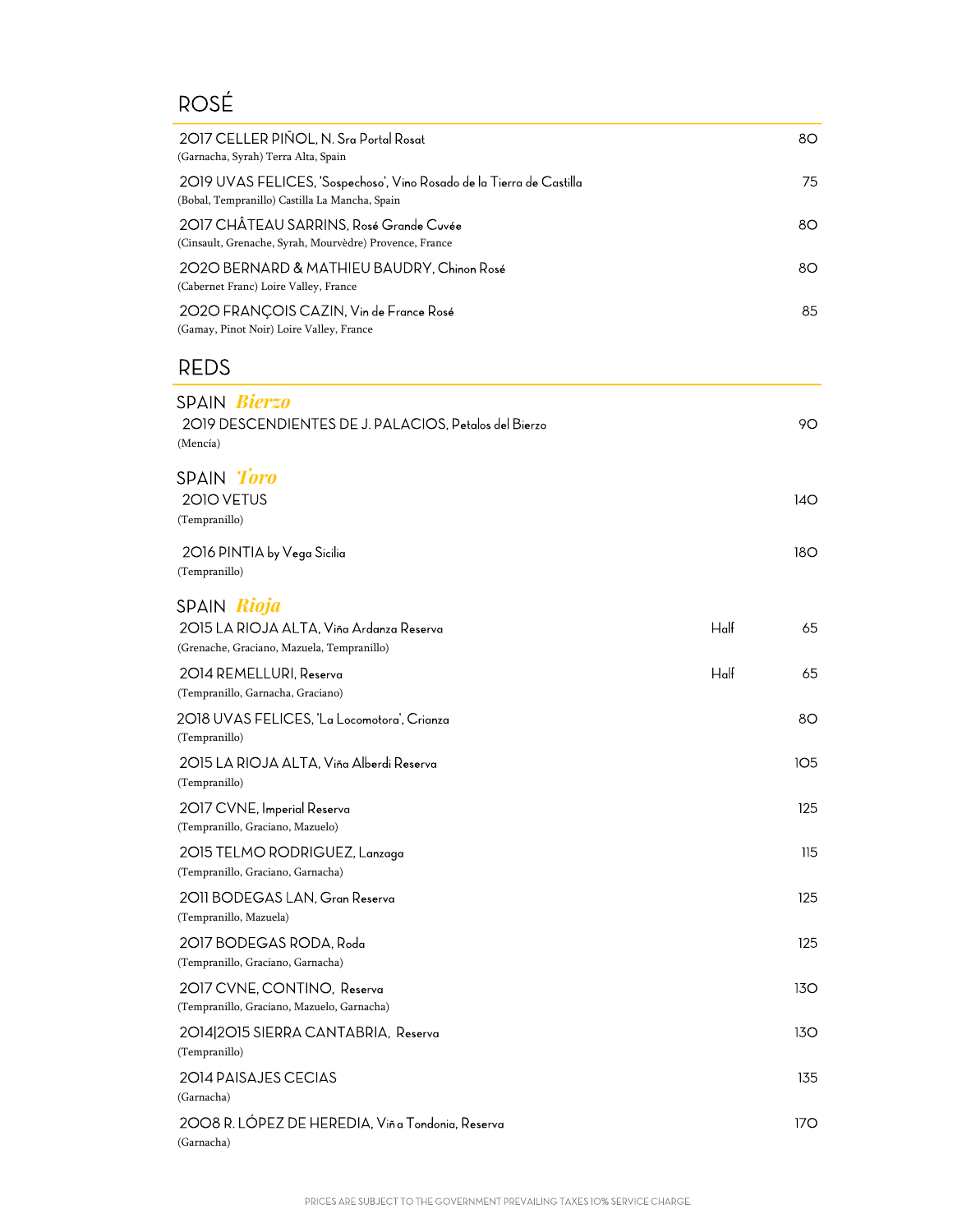## ROSÉ

2017 CELLER PIÑOL, N. Sra Portal Rosat — 80
(Garnacha, Syrah) Terra Alta, Spain

2019 UVAS FELICES, 'Sospechoso', Vino Rosado de la Tierra de Castilla — 75
(Bobal, Tempranillo) Castilla La Mancha, Spain

2017 CHÂTEAU SARRINS, Rosé Grande Cuvée — 80
(Cinsault, Grenache, Syrah, Mourvèdre) Provence, France

2020 BERNARD & MATHIEU BAUDRY, Chinon Rosé — 80
(Cabernet Franc) Loire Valley, France

2020 FRANÇOIS CAZIN, Vin de France Rosé — 85
(Gamay, Pinot Noir) Loire Valley, France

## REDS

### SPAIN *Bierzo*

2019 DESCENDIENTES DE J. PALACIOS, Petalos del Bierzo — 90
(Mencía)

### SPAIN *Toro*

2010 VETUS — 140
(Tempranillo)

2016 PINTIA by Vega Sicilia — 180
(Tempranillo)

### SPAIN *Rioja*

2015 LA RIOJA ALTA, Viña Ardanza Reserva — Half — 65
(Grenache, Graciano, Mazuela, Tempranillo)

2014 REMELLURI, Reserva — Half — 65
(Tempranillo, Garnacha, Graciano)

2018 UVAS FELICES, 'La Locomotora', Crianza — 80
(Tempranillo)

2015 LA RIOJA ALTA, Viña Alberdi Reserva — 105
(Tempranillo)

2017 CVNE, Imperial Reserva — 125
(Tempranillo, Graciano, Mazuelo)

2015 TELMO RODRIGUEZ, Lanzaga — 115
(Tempranillo, Graciano, Garnacha)

2011 BODEGAS LAN, Gran Reserva — 125
(Tempranillo, Mazuela)

2017 BODEGAS RODA, Roda — 125
(Tempranillo, Graciano, Garnacha)

2017 CVNE, CONTINO, Reserva — 130
(Tempranillo, Graciano, Mazuelo, Garnacha)

2014|2015 SIERRA CANTABRIA, Reserva — 130
(Tempranillo)

2014 PAISAJES CECIAS — 135
(Garnacha)

2008 R. LÓPEZ DE HEREDIA, Viña Tondonia, Reserva — 170
(Garnacha)

PRICES ARE SUBJECT TO THE GOVERNMENT PREVAILING TAXES 10% SERVICE CHARGE.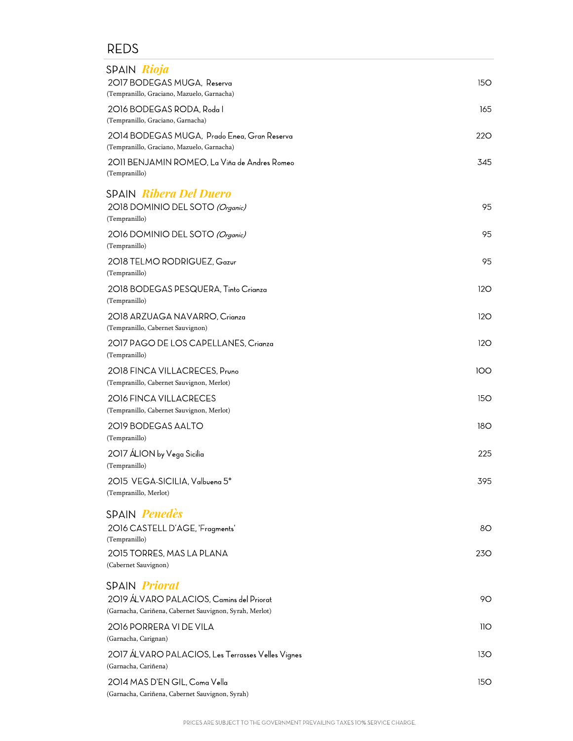# REDS

## SPAIN *Rioja*

2017 BODEGAS MUGA, Reserva — 150
(Tempranillo, Graciano, Mazuelo, Garnacha)

2016 BODEGAS RODA, Roda I — 165
(Tempranillo, Graciano, Garnacha)

2014 BODEGAS MUGA, Prado Enea, Gran Reserva — 220
(Tempranillo, Graciano, Mazuelo, Garnacha)

2011 BENJAMIN ROMEO, La Viña de Andres Romeo — 345
(Tempranillo)

## SPAIN *Ribera Del Duero*

2018 DOMINIO DEL SOTO *(Organic)* — 95
(Tempranillo)

2016 DOMINIO DEL SOTO *(Organic)* — 95
(Tempranillo)

2018 TELMO RODRIGUEZ, Gazur — 95
(Tempranillo)

2018 BODEGAS PESQUERA, Tinto Crianza — 120
(Tempranillo)

2018 ARZUAGA NAVARRO, Crianza — 120
(Tempranillo, Cabernet Sauvignon)

2017 PAGO DE LOS CAPELLANES, Crianza — 120
(Tempranillo)

2018 FINCA VILLACRECES, Pruno — 100
(Tempranillo, Cabernet Sauvignon, Merlot)

2016 FINCA VILLACRECES — 150
(Tempranillo, Cabernet Sauvignon, Merlot)

2019 BODEGAS AALTO — 180
(Tempranillo)

2017 ÁLION by Vega Sicilia — 225
(Tempranillo)

2015 VEGA-SICILIA, Valbuena 5° — 395
(Tempranillo, Merlot)

## SPAIN *Penedès*

2016 CASTELL D'AGE, 'Fragments' — 80
(Tempranillo)

2015 TORRES, MAS LA PLANA — 230
(Cabernet Sauvignon)

## SPAIN *Priorat*

2019 ÁLVARO PALACIOS, Camins del Priorat — 90
(Garnacha, Cariñena, Cabernet Sauvignon, Syrah, Merlot)

2016 PORRERA VI DE VILA — 110
(Garnacha, Carignan)

2017 ÁLVARO PALACIOS, Les Terrasses Velles Vignes — 130
(Garnacha, Cariñena)

2014 MAS D'EN GIL, Coma Vella — 150
(Garnacha, Cariñena, Cabernet Sauvignon, Syrah)

PRICES ARE SUBJECT TO THE GOVERNMENT PREVAILING TAXES 10% SERVICE CHARGE.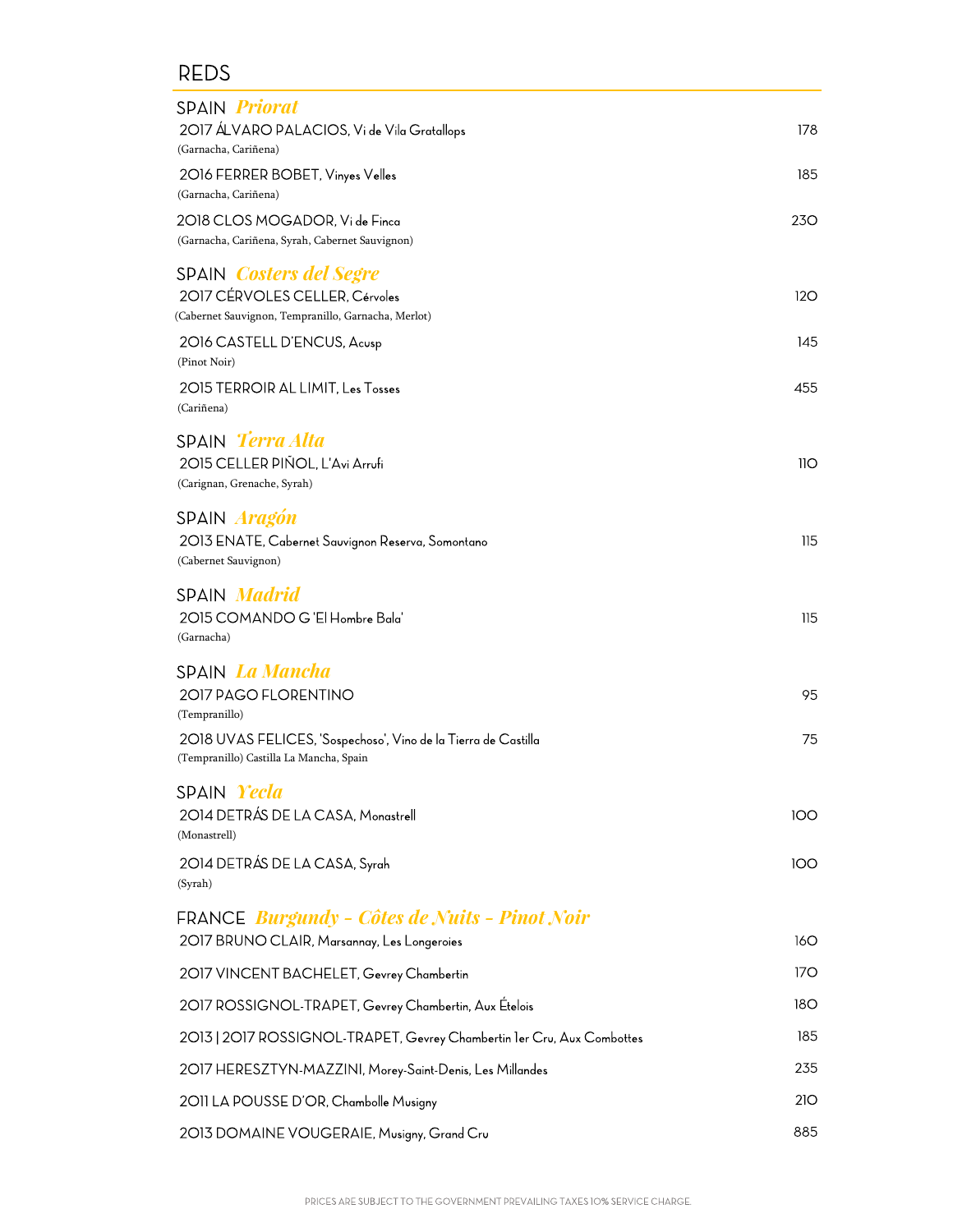# REDS

## SPAIN *Priorat*

2017 ÁLVARO PALACIOS, Vi de Vila Gratallops — 178
(Garnacha, Cariñena)

2016 FERRER BOBET, Vinyes Velles — 185
(Garnacha, Cariñena)

2018 CLOS MOGADOR, Vi de Finca — 230
(Garnacha, Cariñena, Syrah, Cabernet Sauvignon)

## SPAIN *Costers del Segre*

2017 CÉRVOLES CELLER, Cérvoles — 120
(Cabernet Sauvignon, Tempranillo, Garnacha, Merlot)

2016 CASTELL D'ENCUS, Acusp — 145
(Pinot Noir)

2015 TERROIR AL LIMIT, Les Tosses — 455
(Cariñena)

## SPAIN *Terra Alta*

2015 CELLER PIÑOL, L'Avi Arrufi — 110
(Carignan, Grenache, Syrah)

## SPAIN *Aragón*

2013 ENATE, Cabernet Sauvignon Reserva, Somontano — 115
(Cabernet Sauvignon)

## SPAIN *Madrid*

2015 COMANDO G 'El Hombre Bala' — 115
(Garnacha)

## SPAIN *La Mancha*

2017 PAGO FLORENTINO — 95
(Tempranillo)

2018 UVAS FELICES, 'Sospechoso', Vino de la Tierra de Castilla — 75
(Tempranillo) Castilla La Mancha, Spain

## SPAIN *Yecla*

2014 DETRÁS DE LA CASA, Monastrell — 100
(Monastrell)

2014 DETRÁS DE LA CASA, Syrah — 100
(Syrah)

## FRANCE *Burgundy - Côtes de Nuits - Pinot Noir*

2017 BRUNO CLAIR, Marsannay, Les Longeroies — 160

2017 VINCENT BACHELET, Gevrey Chambertin — 170

2017 ROSSIGNOL-TRAPET, Gevrey Chambertin, Aux Ételois — 180

2013 | 2017 ROSSIGNOL-TRAPET, Gevrey Chambertin 1er Cru, Aux Combottes — 185

2017 HERESZTYN-MAZZINI, Morey-Saint-Denis, Les Millandes — 235

2011 LA POUSSE D'OR, Chambolle Musigny — 210

2013 DOMAINE VOUGERAIE, Musigny, Grand Cru — 885

PRICES ARE SUBJECT TO THE GOVERNMENT PREVAILING TAXES 10% SERVICE CHARGE.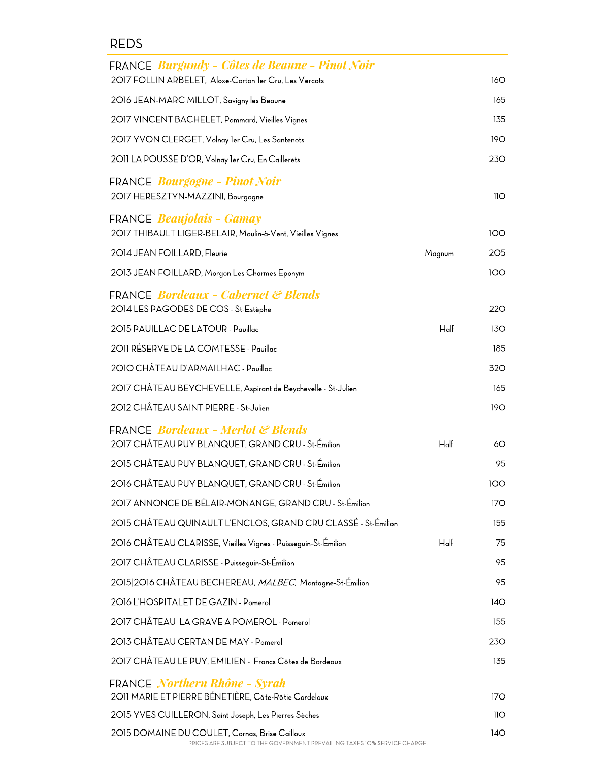# REDS

## FRANCE *Burgundy - Côtes de Beaune - Pinot Noir*

| Wine | Format | Price |
|---|---|---|
| 2017 FOLLIN ARBELET, Aloxe-Corton 1er Cru, Les Vercots | | 160 |
| 2016 JEAN-MARC MILLOT, Savigny les Beaune | | 165 |
| 2017 VINCENT BACHELET, Pommard, Vieilles Vignes | | 135 |
| 2017 YVON CLERGET, Volnay 1er Cru, Les Santenots | | 190 |
| 2011 LA POUSSE D'OR, Volnay 1er Cru, En Caillerets | | 230 |

## FRANCE *Bourgogne - Pinot Noir*

| Wine | Format | Price |
|---|---|---|
| 2017 HERESZTYN-MAZZINI, Bourgogne | | 110 |

## FRANCE *Beaujolais - Gamay*

| Wine | Format | Price |
|---|---|---|
| 2017 THIBAULT LIGER-BELAIR, Moulin-à-Vent, Vieilles Vignes | | 100 |
| 2014 JEAN FOILLARD, Fleurie | Magnum | 205 |
| 2013 JEAN FOILLARD, Morgon Les Charmes Eponym | | 100 |

## FRANCE *Bordeaux - Cabernet & Blends*

| Wine | Format | Price |
|---|---|---|
| 2014 LES PAGODES DE COS - St-Estèphe | | 220 |
| 2015 PAUILLAC DE LATOUR - Pauillac | Half | 130 |
| 2011 RÉSERVE DE LA COMTESSE - Pauillac | | 185 |
| 2010 CHÂTEAU D'ARMAILHAC - Pauillac | | 320 |
| 2017 CHÂTEAU BEYCHEVELLE, Aspirant de Beychevelle - St-Julien | | 165 |
| 2012 CHÂTEAU SAINT PIERRE - St-Julien | | 190 |

## FRANCE *Bordeaux - Merlot & Blends*

| Wine | Format | Price |
|---|---|---|
| 2017 CHÂTEAU PUY BLANQUET, GRAND CRU - St-Émilion | Half | 60 |
| 2015 CHÂTEAU PUY BLANQUET, GRAND CRU - St-Émilion | | 95 |
| 2016 CHÂTEAU PUY BLANQUET, GRAND CRU - St-Émilion | | 100 |
| 2017 ANNONCE DE BÉLAIR-MONANGE, GRAND CRU - St-Émilion | | 170 |
| 2015 CHÂTEAU QUINAULT L'ENCLOS, GRAND CRU CLASSÉ - St-Émilion | | 155 |
| 2016 CHÂTEAU CLARISSE, Vieilles Vignes - Puisseguin-St-Émilion | Half | 75 |
| 2017 CHÂTEAU CLARISSE - Puisseguin-St-Émilion | | 95 |
| 2015\|2016 CHÂTEAU BECHEREAU, *MALBEC,* Montagne-St-Émilion | | 95 |
| 2016 L'HOSPITALET DE GAZIN - Pomerol | | 140 |
| 2017 CHÂTEAU LA GRAVE A POMEROL - Pomerol | | 155 |
| 2013 CHÂTEAU CERTAN DE MAY - Pomerol | | 230 |
| 2017 CHÂTEAU LE PUY, EMILIEN - Francs Côtes de Bordeaux | | 135 |

## FRANCE *Northern Rhône - Syrah*

| Wine | Format | Price |
|---|---|---|
| 2011 MARIE ET PIERRE BÉNETIÈRE, Côte-Rôtie Cordeloux | | 170 |
| 2015 YVES CUILLERON, Saint Joseph, Les Pierres Sèches | | 110 |
| 2015 DOMAINE DU COULET, Cornas, Brise Cailloux | | 140 |

PRICES ARE SUBJECT TO THE GOVERNMENT PREVAILING TAXES 10% SERVICE CHARGE.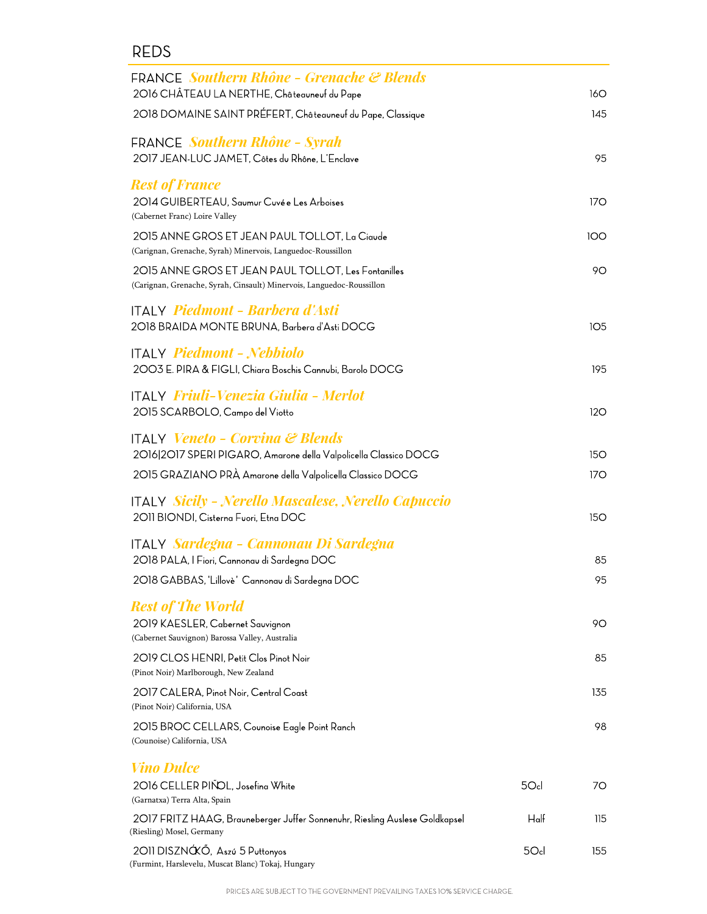## REDS

### FRANCE *Southern Rhône - Grenache & Blends*

| | |
|---|---|
| 2016 CHÂTEAU LA NERTHE, Châteauneuf du Pape | 160 |
| 2018 DOMAINE SAINT PRÉFERT, Châteauneuf du Pape, Classique | 145 |

### FRANCE *Southern Rhône - Syrah*

| | |
|---|---|
| 2017 JEAN-LUC JAMET, Côtes du Rhône, L'Enclave | 95 |

### *Rest of France*

| | |
|---|---|
| 2014 GUIBERTEAU, Saumur Cuvée Les Arboises<br>(Cabernet Franc) Loire Valley | 170 |
| 2015 ANNE GROS ET JEAN PAUL TOLLOT, La Ciaude<br>(Carignan, Grenache, Syrah) Minervois, Languedoc-Roussillon | 100 |
| 2015 ANNE GROS ET JEAN PAUL TOLLOT, Les Fontanilles<br>(Carignan, Grenache, Syrah, Cinsault) Minervois, Languedoc-Roussillon | 90 |

### ITALY *Piedmont - Barbera d'Asti*

| | |
|---|---|
| 2018 BRAIDA MONTE BRUNA, Barbera d'Asti DOCG | 105 |

### ITALY *Piedmont - Nebbiolo*

| | |
|---|---|
| 2003 E. PIRA & FIGLI, Chiara Boschis Cannubi, Barolo DOCG | 195 |

### ITALY *Friuli-Venezia Giulia - Merlot*

| | |
|---|---|
| 2015 SCARBOLO, Campo del Viotto | 120 |

### ITALY *Veneto - Corvina & Blends*

| | |
|---|---|
| 2016\|2017 SPERI PIGARO, Amarone della Valpolicella Classico DOCG | 150 |
| 2015 GRAZIANO PRÀ Amarone della Valpolicella Classico DOCG | 170 |

### ITALY *Sicily - Nerello Mascalese, Nerello Capuccio*

| | |
|---|---|
| 2011 BIONDI, Cisterna Fuori, Etna DOC | 150 |

### ITALY *Sardegna - Cannonau Di Sardegna*

| | |
|---|---|
| 2018 PALA, I Fiori, Cannonau di Sardegna DOC | 85 |
| 2018 GABBAS, 'Lillovè' Cannonau di Sardegna DOC | 95 |

### *Rest of The World*

| | |
|---|---|
| 2019 KAESLER, Cabernet Sauvignon<br>(Cabernet Sauvignon) Barossa Valley, Australia | 90 |
| 2019 CLOS HENRI, Petit Clos Pinot Noir<br>(Pinot Noir) Marlborough, New Zealand | 85 |
| 2017 CALERA, Pinot Noir, Central Coast<br>(Pinot Noir) California, USA | 135 |
| 2015 BROC CELLARS, Counoise Eagle Point Ranch<br>(Counoise) California, USA | 98 |

### *Vino Dulce*

| | | |
|---|---|---|
| 2016 CELLER PIÑOL, Josefina White<br>(Garnatxa) Terra Alta, Spain | 50cl | 70 |
| 2017 FRITZ HAAG, Brauneberger Juffer Sonnenuhr, Riesling Auslese Goldkapsel<br>(Riesling) Mosel, Germany | Half | 115 |
| 2011 DISZNÓKŐ, Aszú 5 Puttonyos<br>(Furmint, Harslevelu, Muscat Blanc) Tokaj, Hungary | 50cl | 155 |

PRICES ARE SUBJECT TO THE GOVERNMENT PREVAILING TAXES 10% SERVICE CHARGE.